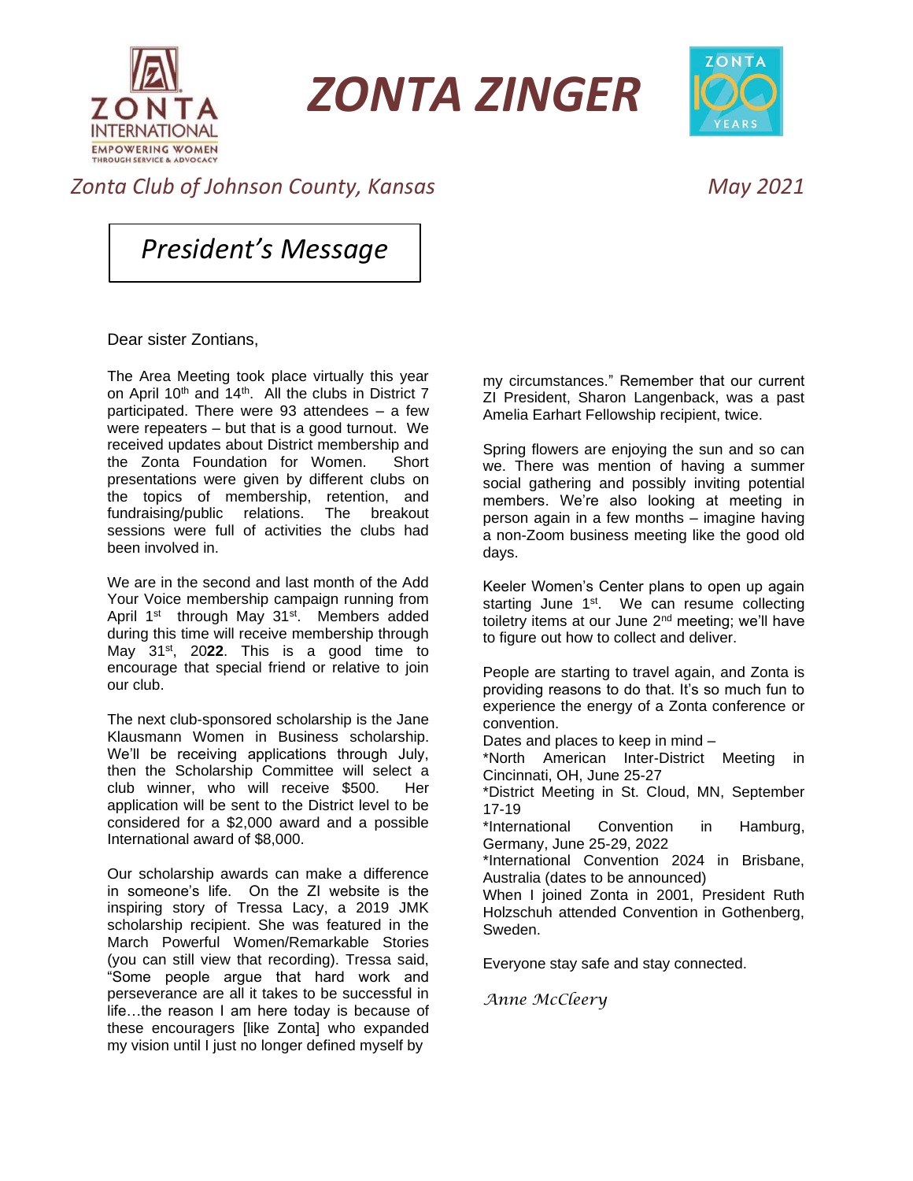# ZONTA ZINGER

*Zonta Club of Johnson County, Kansas* *May 2021*

## *President's Message*

Dear sister Zontians,

The Area Meeting took place virtually this year on April 10th and 14th. All the clubs in District 7 participated. There were 93 attendees – a few were repeaters – but that is a good turnout. We received updates about District membership and the Zonta Foundation for Women. Short presentations were given by different clubs on the topics of membership, retention, and fundraising/public relations. The breakout sessions were full of activities the clubs had been involved in.

We are in the second and last month of the Add Your Voice membership campaign running from April 1st through May 31st. Members added during this time will receive membership through May 31st, 20**22**. This is a good time to encourage that special friend or relative to join our club.

The next club-sponsored scholarship is the Jane Klausmann Women in Business scholarship. We'll be receiving applications through July, then the Scholarship Committee will select a club winner, who will receive $500. Her application will be sent to the District level to be considered for a $2,000 award and a possible International award of $8,000.

Our scholarship awards can make a difference in someone's life. On the ZI website is the inspiring story of Tressa Lacy, a 2019 JMK scholarship recipient. She was featured in the March Powerful Women/Remarkable Stories (you can still view that recording). Tressa said, "Some people argue that hard work and perseverance are all it takes to be successful in life…the reason I am here today is because of these encouragers [like Zonta] who expanded my vision until I just no longer defined myself by my circumstances." Remember that our current ZI President, Sharon Langenback, was a past Amelia Earhart Fellowship recipient, twice.

Spring flowers are enjoying the sun and so can we. There was mention of having a summer social gathering and possibly inviting potential members. We're also looking at meeting in person again in a few months – imagine having a non-Zoom business meeting like the good old days.

Keeler Women's Center plans to open up again starting June 1st. We can resume collecting toiletry items at our June 2nd meeting; we'll have to figure out how to collect and deliver.

People are starting to travel again, and Zonta is providing reasons to do that. It's so much fun to experience the energy of a Zonta conference or convention.

Dates and places to keep in mind –
*North American Inter-District Meeting in Cincinnati, OH, June 25-27
*District Meeting in St. Cloud, MN, September 17-19
*International Convention in Hamburg, Germany, June 25-29, 2022
*International Convention 2024 in Brisbane, Australia (dates to be announced)
When I joined Zonta in 2001, President Ruth Holzschuh attended Convention in Gothenberg, Sweden.

Everyone stay safe and stay connected.

*Anne McCleery*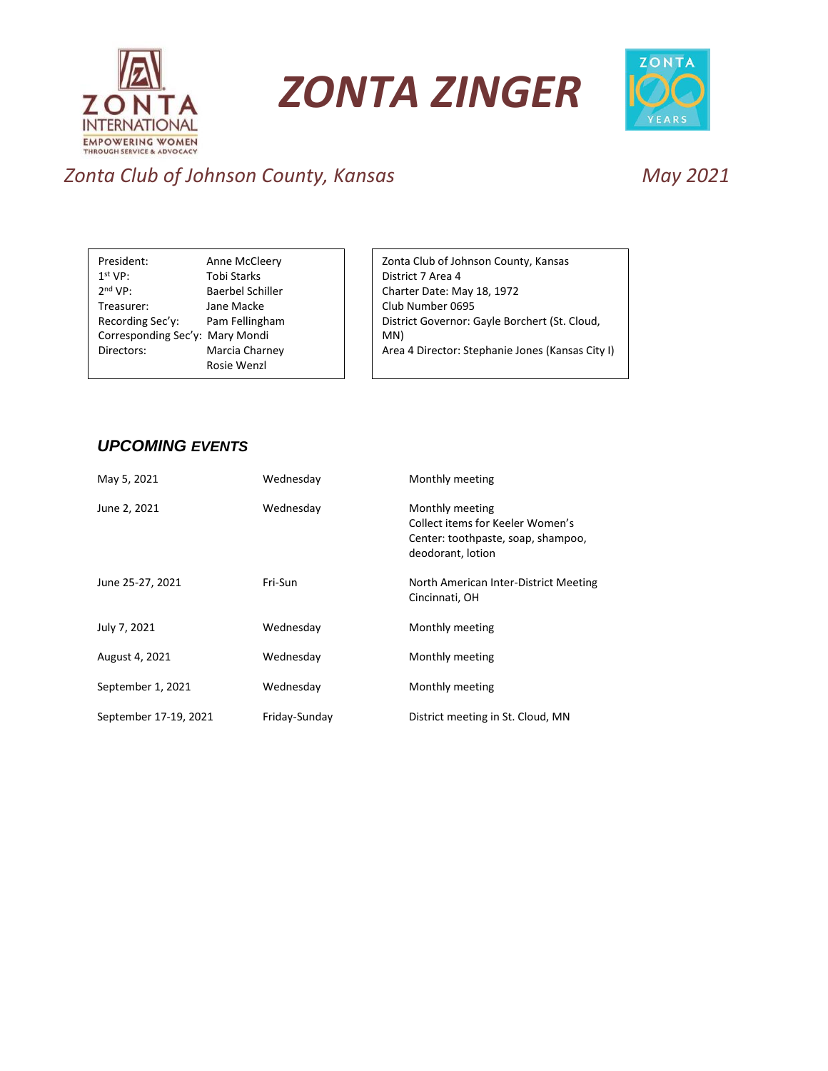# ZONTA ZINGER

*Zonta Club of Johnson County, Kansas* *May 2021*

| | |
|---|---|
| President: | Anne McCleery |
| 1st VP: | Tobi Starks |
| 2nd VP: | Baerbel Schiller |
| Treasurer: | Jane Macke |
| Recording Sec'y: | Pam Fellingham |
| Corresponding Sec'y: | Mary Mondi |
| Directors: | Marcia Charney |
| | Rosie Wenzl |

Zonta Club of Johnson County, Kansas
District 7 Area 4
Charter Date: May 18, 1972
Club Number 0695
District Governor: Gayle Borchert (St. Cloud, MN)
Area 4 Director: Stephanie Jones (Kansas City I)

## *UPCOMING EVENTS*

| | | |
|---|---|---|
| May 5, 2021 | Wednesday | Monthly meeting |
| June 2, 2021 | Wednesday | Monthly meeting<br>Collect items for Keeler Women's Center: toothpaste, soap, shampoo, deodorant, lotion |
| June 25-27, 2021 | Fri-Sun | North American Inter-District Meeting Cincinnati, OH |
| July 7, 2021 | Wednesday | Monthly meeting |
| August 4, 2021 | Wednesday | Monthly meeting |
| September 1, 2021 | Wednesday | Monthly meeting |
| September 17-19, 2021 | Friday-Sunday | District meeting in St. Cloud, MN |